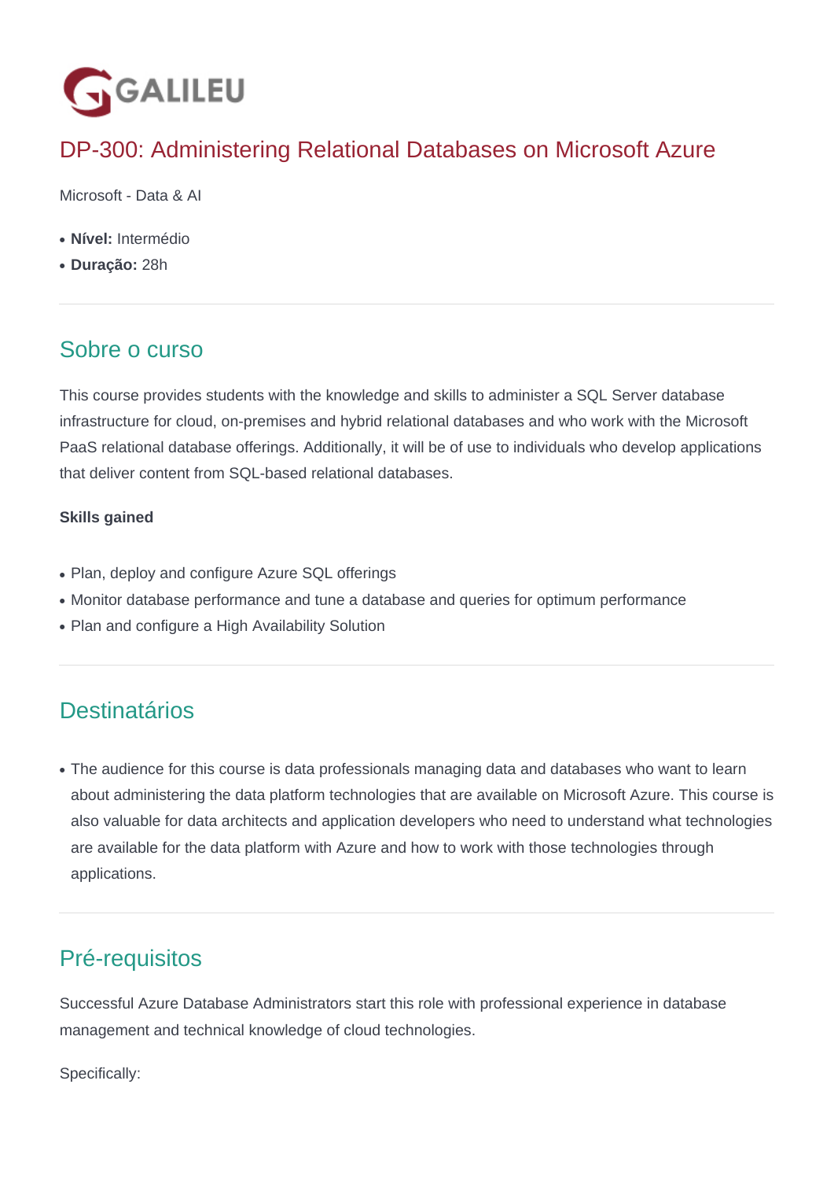GALILEU

# DP-300: Administering Relational Databases on Microsoft Azure

Microsoft - Data & AI

- **Nível:** Intermédio
- **Duração:** 28h

---

## Sobre o curso

This course provides students with the knowledge and skills to administer a SQL Server database infrastructure for cloud, on-premises and hybrid relational databases and who work with the Microsoft PaaS relational database offerings. Additionally, it will be of use to individuals who develop applications that deliver content from SQL-based relational databases.

**Skills gained**

- Plan, deploy and configure Azure SQL offerings
- Monitor database performance and tune a database and queries for optimum performance
- Plan and configure a High Availability Solution

---

## Destinatários

- The audience for this course is data professionals managing data and databases who want to learn about administering the data platform technologies that are available on Microsoft Azure. This course is also valuable for data architects and application developers who need to understand what technologies are available for the data platform with Azure and how to work with those technologies through applications.

---

## Pré-requisitos

Successful Azure Database Administrators start this role with professional experience in database management and technical knowledge of cloud technologies.

Specifically: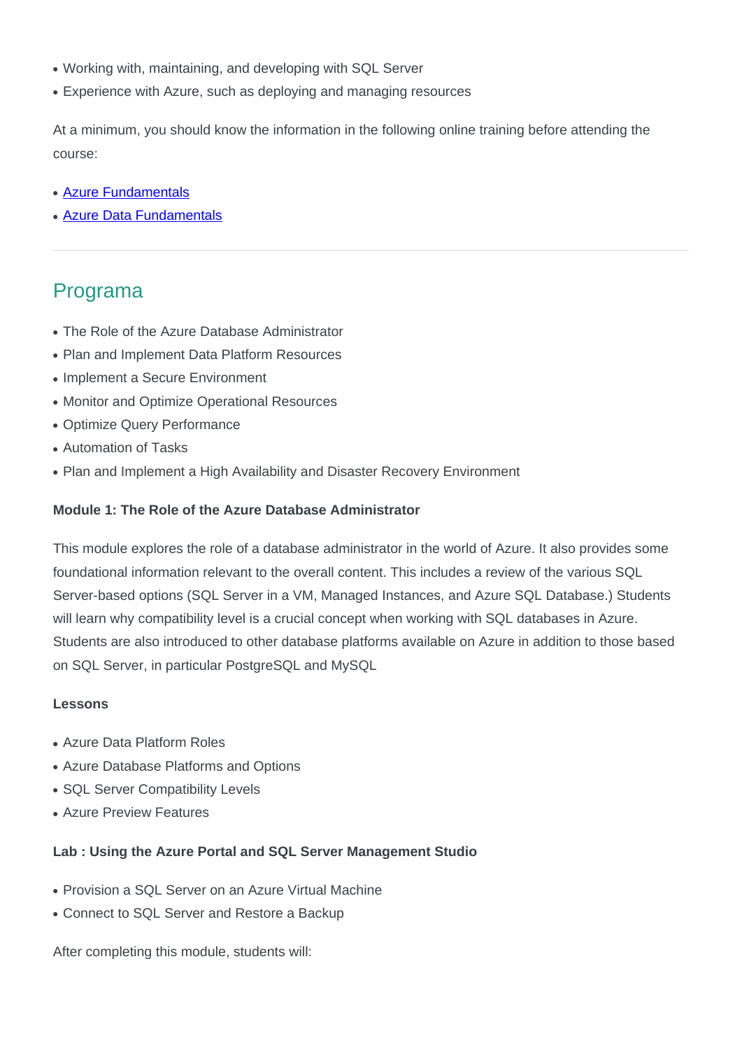- Working with, maintaining, and developing with SQL Server
- Experience with Azure, such as deploying and managing resources

At a minimum, you should know the information in the following online training before attending the course:

- [Azure Fundamentals]()
- [Azure Data Fundamentals]()

---

## Programa

- The Role of the Azure Database Administrator
- Plan and Implement Data Platform Resources
- Implement a Secure Environment
- Monitor and Optimize Operational Resources
- Optimize Query Performance
- Automation of Tasks
- Plan and Implement a High Availability and Disaster Recovery Environment

**Module 1: The Role of the Azure Database Administrator**

This module explores the role of a database administrator in the world of Azure. It also provides some foundational information relevant to the overall content. This includes a review of the various SQL Server-based options (SQL Server in a VM, Managed Instances, and Azure SQL Database.) Students will learn why compatibility level is a crucial concept when working with SQL databases in Azure. Students are also introduced to other database platforms available on Azure in addition to those based on SQL Server, in particular PostgreSQL and MySQL

**Lessons**

- Azure Data Platform Roles
- Azure Database Platforms and Options
- SQL Server Compatibility Levels
- Azure Preview Features

**Lab : Using the Azure Portal and SQL Server Management Studio**

- Provision a SQL Server on an Azure Virtual Machine
- Connect to SQL Server and Restore a Backup

After completing this module, students will: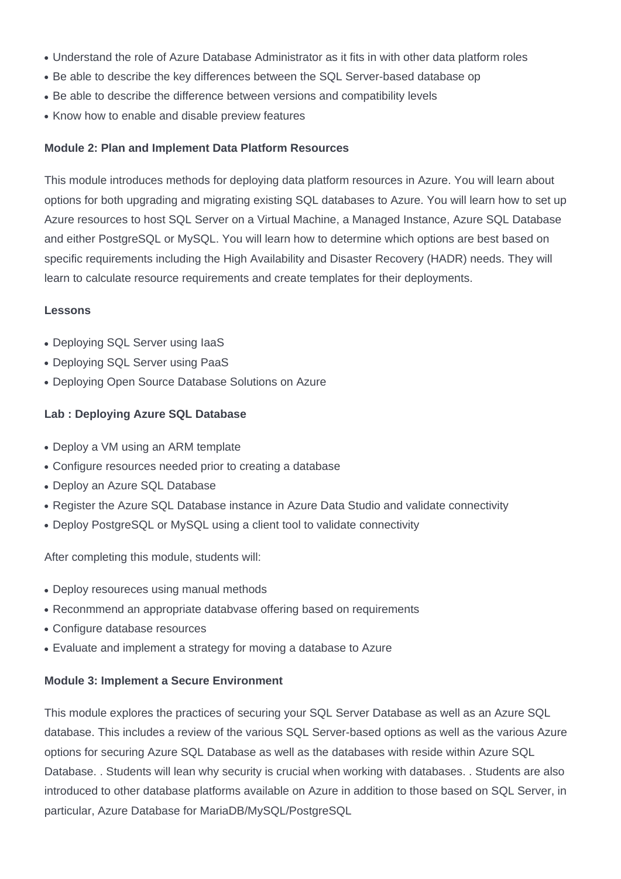- Understand the role of Azure Database Administrator as it fits in with other data platform roles
- Be able to describe the key differences between the SQL Server-based database op
- Be able to describe the difference between versions and compatibility levels
- Know how to enable and disable preview features

**Module 2: Plan and Implement Data Platform Resources**

This module introduces methods for deploying data platform resources in Azure. You will learn about options for both upgrading and migrating existing SQL databases to Azure. You will learn how to set up Azure resources to host SQL Server on a Virtual Machine, a Managed Instance, Azure SQL Database and either PostgreSQL or MySQL. You will learn how to determine which options are best based on specific requirements including the High Availability and Disaster Recovery (HADR) needs. They will learn to calculate resource requirements and create templates for their deployments.

**Lessons**

- Deploying SQL Server using IaaS
- Deploying SQL Server using PaaS
- Deploying Open Source Database Solutions on Azure

**Lab : Deploying Azure SQL Database**

- Deploy a VM using an ARM template
- Configure resources needed prior to creating a database
- Deploy an Azure SQL Database
- Register the Azure SQL Database instance in Azure Data Studio and validate connectivity
- Deploy PostgreSQL or MySQL using a client tool to validate connectivity

After completing this module, students will:

- Deploy resoureces using manual methods
- Reconmmend an appropriate databvase offering based on requirements
- Configure database resources
- Evaluate and implement a strategy for moving a database to Azure

**Module 3: Implement a Secure Environment**

This module explores the practices of securing your SQL Server Database as well as an Azure SQL database. This includes a review of the various SQL Server-based options as well as the various Azure options for securing Azure SQL Database as well as the databases with reside within Azure SQL Database. . Students will lean why security is crucial when working with databases. . Students are also introduced to other database platforms available on Azure in addition to those based on SQL Server, in particular, Azure Database for MariaDB/MySQL/PostgreSQL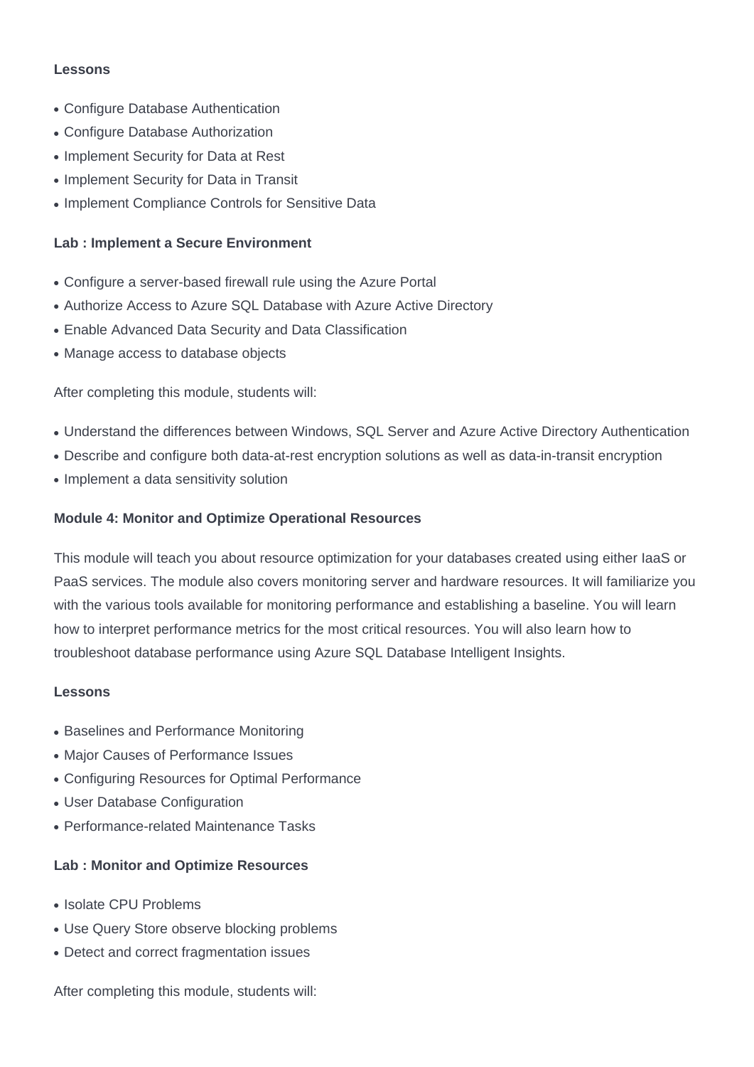**Lessons**

- Configure Database Authentication
- Configure Database Authorization
- Implement Security for Data at Rest
- Implement Security for Data in Transit
- Implement Compliance Controls for Sensitive Data

**Lab : Implement a Secure Environment**

- Configure a server-based firewall rule using the Azure Portal
- Authorize Access to Azure SQL Database with Azure Active Directory
- Enable Advanced Data Security and Data Classification
- Manage access to database objects

After completing this module, students will:

- Understand the differences between Windows, SQL Server and Azure Active Directory Authentication
- Describe and configure both data-at-rest encryption solutions as well as data-in-transit encryption
- Implement a data sensitivity solution

**Module 4: Monitor and Optimize Operational Resources**

This module will teach you about resource optimization for your databases created using either IaaS or PaaS services. The module also covers monitoring server and hardware resources. It will familiarize you with the various tools available for monitoring performance and establishing a baseline. You will learn how to interpret performance metrics for the most critical resources. You will also learn how to troubleshoot database performance using Azure SQL Database Intelligent Insights.

**Lessons**

- Baselines and Performance Monitoring
- Major Causes of Performance Issues
- Configuring Resources for Optimal Performance
- User Database Configuration
- Performance-related Maintenance Tasks

**Lab : Monitor and Optimize Resources**

- Isolate CPU Problems
- Use Query Store observe blocking problems
- Detect and correct fragmentation issues

After completing this module, students will: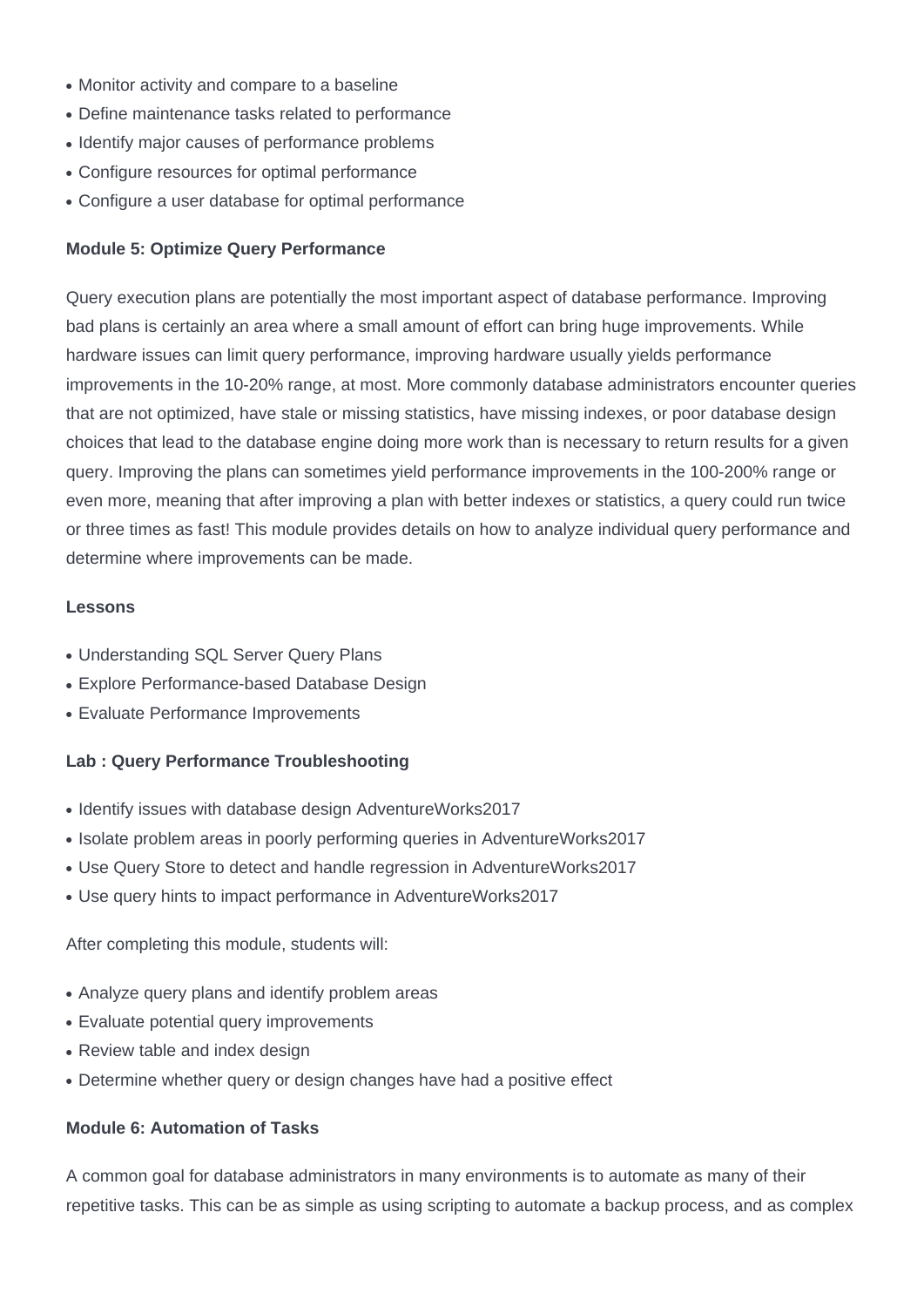- Monitor activity and compare to a baseline
- Define maintenance tasks related to performance
- Identify major causes of performance problems
- Configure resources for optimal performance
- Configure a user database for optimal performance

**Module 5: Optimize Query Performance**

Query execution plans are potentially the most important aspect of database performance. Improving bad plans is certainly an area where a small amount of effort can bring huge improvements. While hardware issues can limit query performance, improving hardware usually yields performance improvements in the 10-20% range, at most. More commonly database administrators encounter queries that are not optimized, have stale or missing statistics, have missing indexes, or poor database design choices that lead to the database engine doing more work than is necessary to return results for a given query. Improving the plans can sometimes yield performance improvements in the 100-200% range or even more, meaning that after improving a plan with better indexes or statistics, a query could run twice or three times as fast! This module provides details on how to analyze individual query performance and determine where improvements can be made.

**Lessons**

- Understanding SQL Server Query Plans
- Explore Performance-based Database Design
- Evaluate Performance Improvements

**Lab : Query Performance Troubleshooting**

- Identify issues with database design AdventureWorks2017
- Isolate problem areas in poorly performing queries in AdventureWorks2017
- Use Query Store to detect and handle regression in AdventureWorks2017
- Use query hints to impact performance in AdventureWorks2017

After completing this module, students will:

- Analyze query plans and identify problem areas
- Evaluate potential query improvements
- Review table and index design
- Determine whether query or design changes have had a positive effect

**Module 6: Automation of Tasks**

A common goal for database administrators in many environments is to automate as many of their repetitive tasks. This can be as simple as using scripting to automate a backup process, and as complex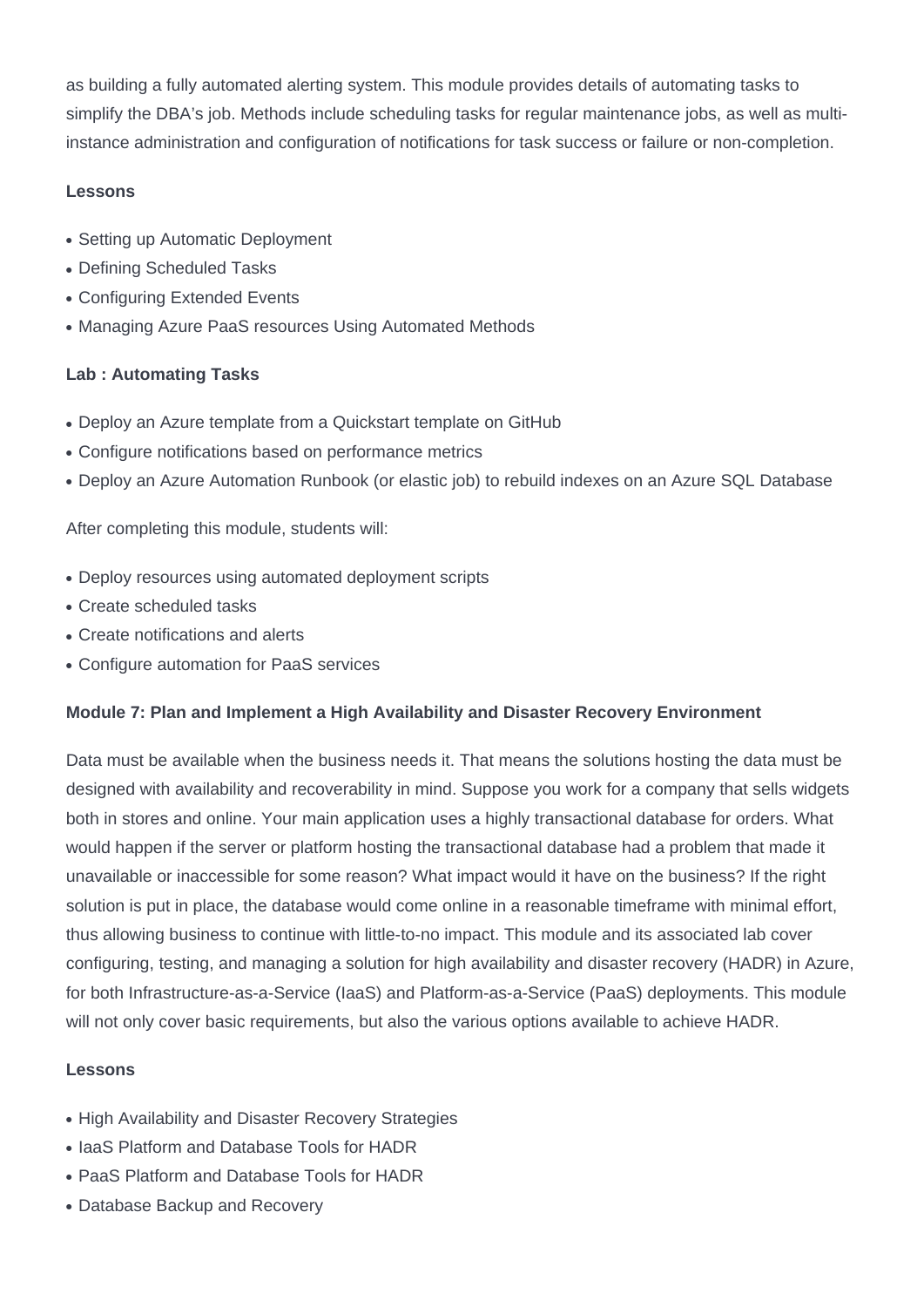as building a fully automated alerting system. This module provides details of automating tasks to simplify the DBA's job. Methods include scheduling tasks for regular maintenance jobs, as well as multi-instance administration and configuration of notifications for task success or failure or non-completion.

**Lessons**

- Setting up Automatic Deployment
- Defining Scheduled Tasks
- Configuring Extended Events
- Managing Azure PaaS resources Using Automated Methods

**Lab : Automating Tasks**

- Deploy an Azure template from a Quickstart template on GitHub
- Configure notifications based on performance metrics
- Deploy an Azure Automation Runbook (or elastic job) to rebuild indexes on an Azure SQL Database

After completing this module, students will:

- Deploy resources using automated deployment scripts
- Create scheduled tasks
- Create notifications and alerts
- Configure automation for PaaS services

**Module 7: Plan and Implement a High Availability and Disaster Recovery Environment**

Data must be available when the business needs it. That means the solutions hosting the data must be designed with availability and recoverability in mind. Suppose you work for a company that sells widgets both in stores and online. Your main application uses a highly transactional database for orders. What would happen if the server or platform hosting the transactional database had a problem that made it unavailable or inaccessible for some reason? What impact would it have on the business? If the right solution is put in place, the database would come online in a reasonable timeframe with minimal effort, thus allowing business to continue with little-to-no impact. This module and its associated lab cover configuring, testing, and managing a solution for high availability and disaster recovery (HADR) in Azure, for both Infrastructure-as-a-Service (IaaS) and Platform-as-a-Service (PaaS) deployments. This module will not only cover basic requirements, but also the various options available to achieve HADR.

**Lessons**

- High Availability and Disaster Recovery Strategies
- IaaS Platform and Database Tools for HADR
- PaaS Platform and Database Tools for HADR
- Database Backup and Recovery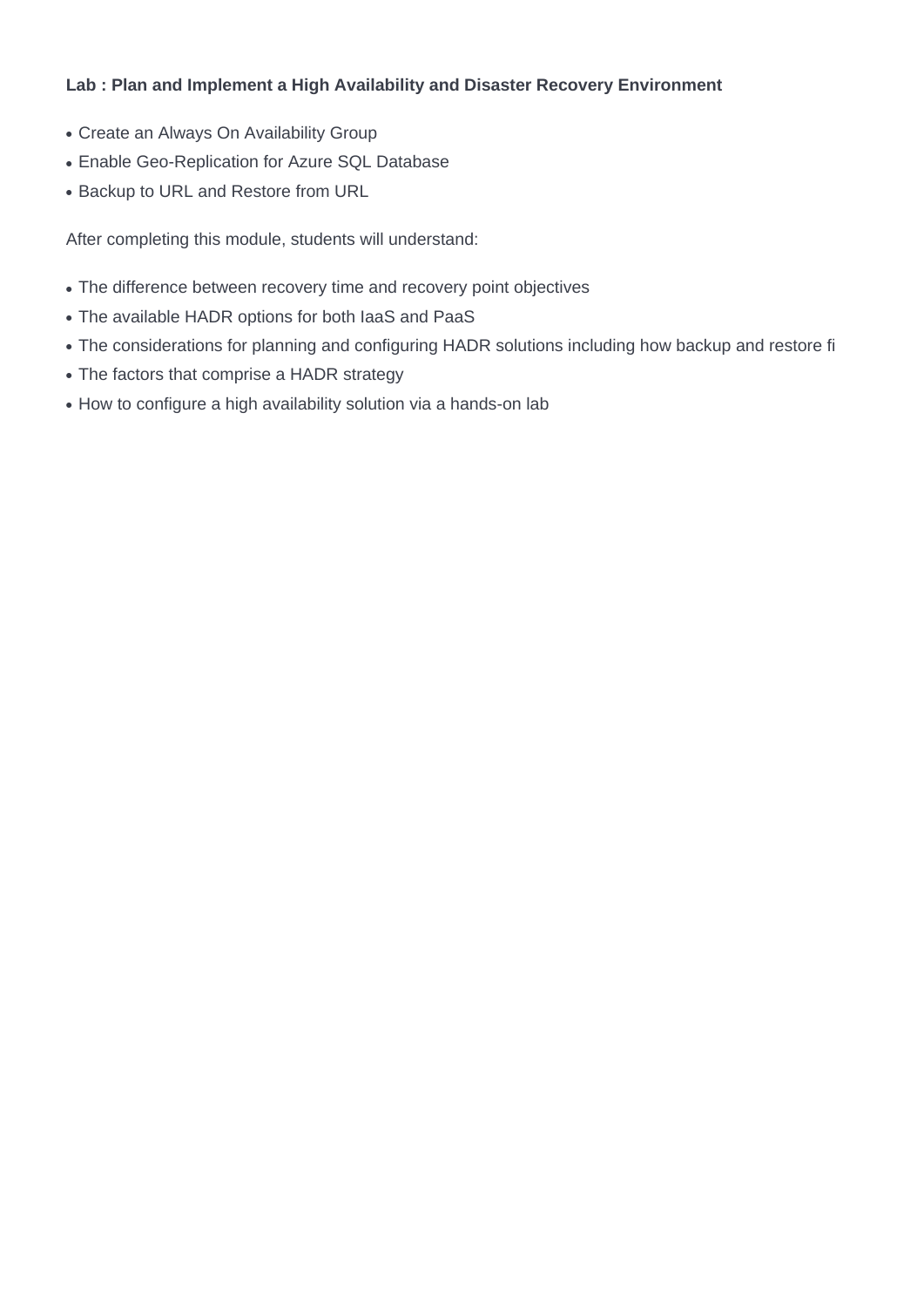**Lab : Plan and Implement a High Availability and Disaster Recovery Environment**

- Create an Always On Availability Group
- Enable Geo-Replication for Azure SQL Database
- Backup to URL and Restore from URL

After completing this module, students will understand:

- The difference between recovery time and recovery point objectives
- The available HADR options for both IaaS and PaaS
- The considerations for planning and configuring HADR solutions including how backup and restore fi
- The factors that comprise a HADR strategy
- How to configure a high availability solution via a hands-on lab